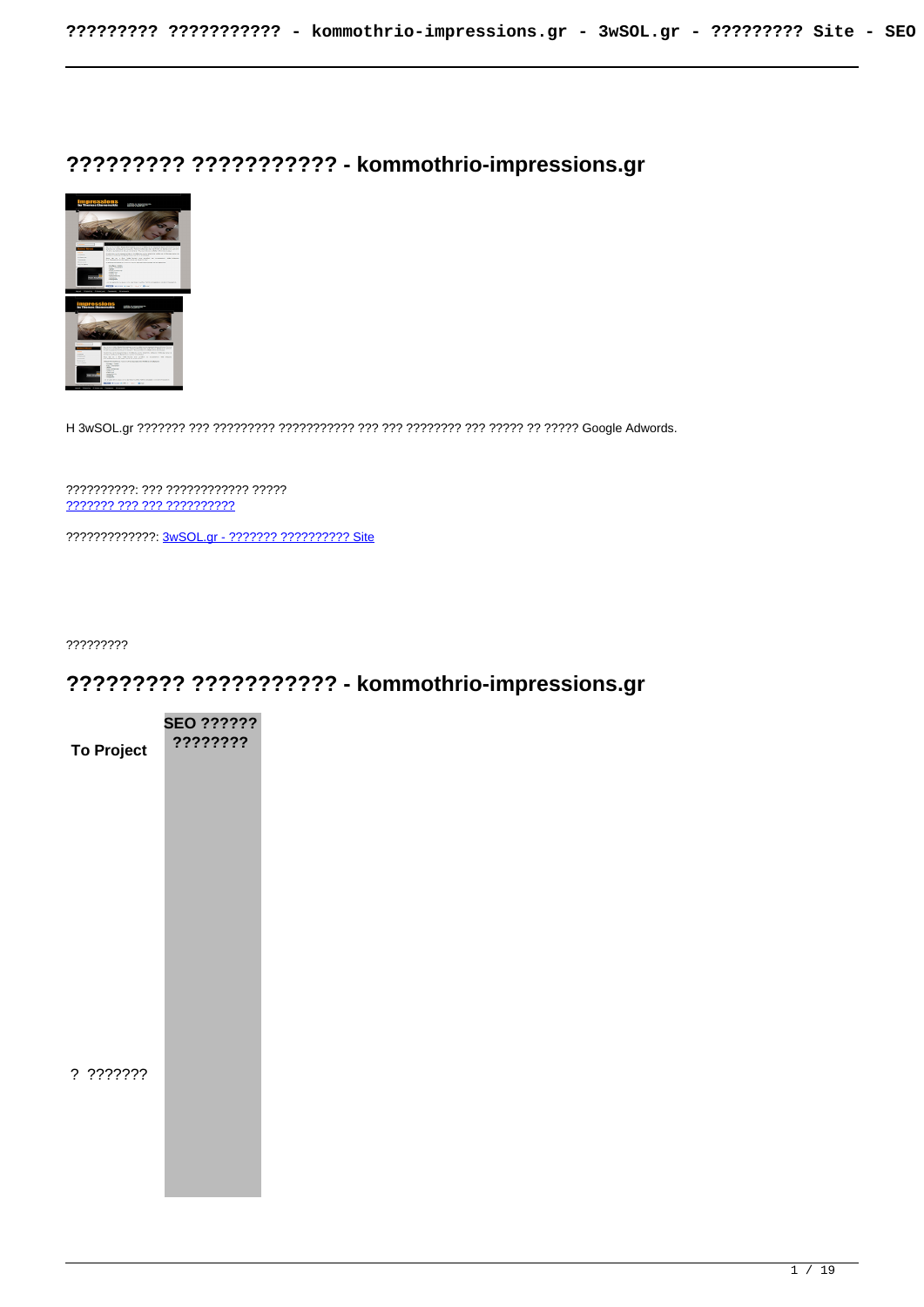# ????????? ??????????? - kommothrio-impressions.gr

H 3wSOL.gr ??????? ??? ????????? ??????????? ??? ??? ???????? ??? ????? ?? ????? Google Adwords.

??????????: ??? ???????????? ?????
[??????? ??? ??? ??????????]()

?????????????: [3wSOL.gr - ??????? ?????????? Site]()

?????????

# ????????? ??????????? - kommothrio-impressions.gr

| To Project | SEO ?????? ???????? |
|---|---|
| ? ??????? | |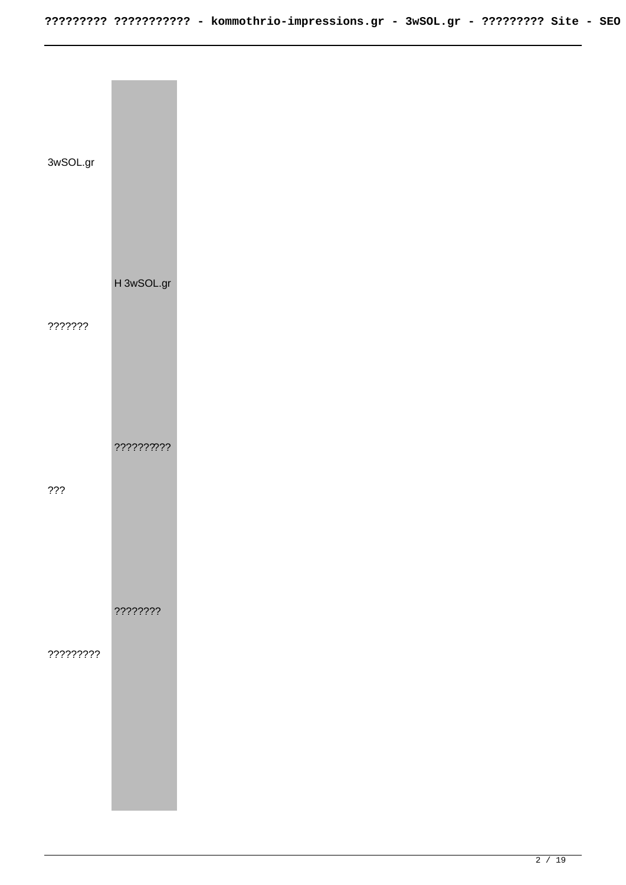| | |
|---|---|
| 3wSOL.gr | |
| | H 3wSOL.gr |
| ??????? | |
| | ????????? |
| ??? | |
| | ???????? |
| ????????? | |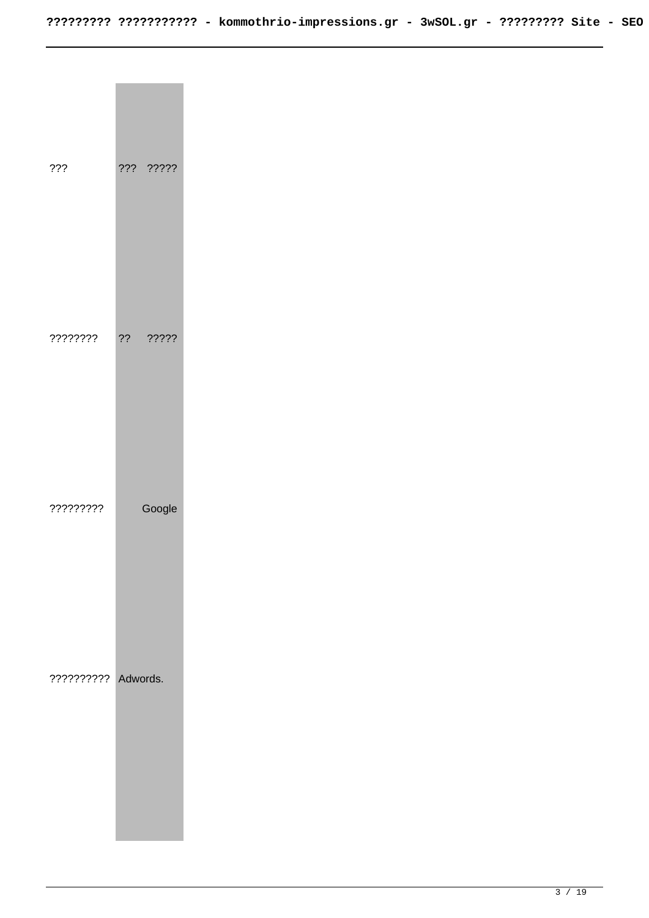| | |
|---|---|
| ??? | ??? ????? |
| ???????? | ?? ????? |
| ????????? | Google |
| ?????????? | Adwords. |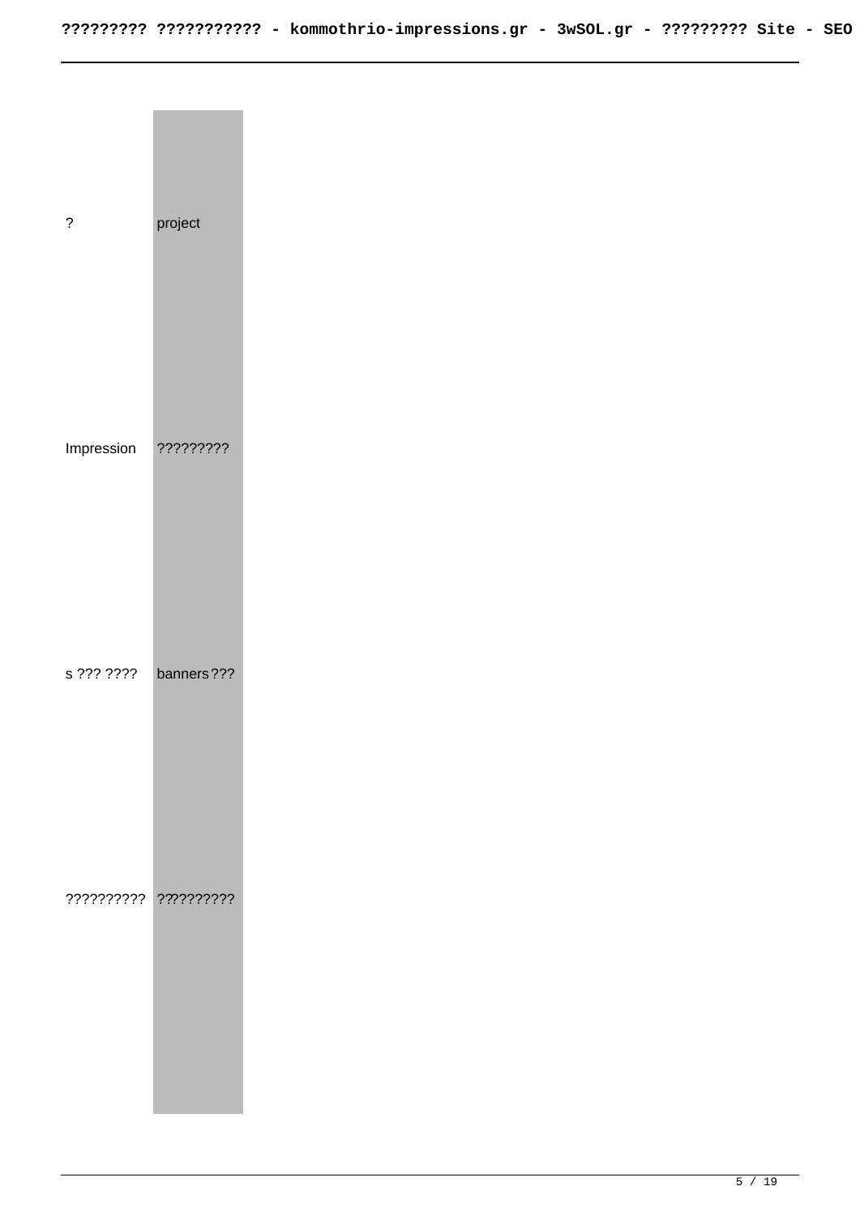| ? | project |
|---|---|
| Impression | ????????? |
| s ??? ???? | banners??? |
| ?????????? | ?????????? |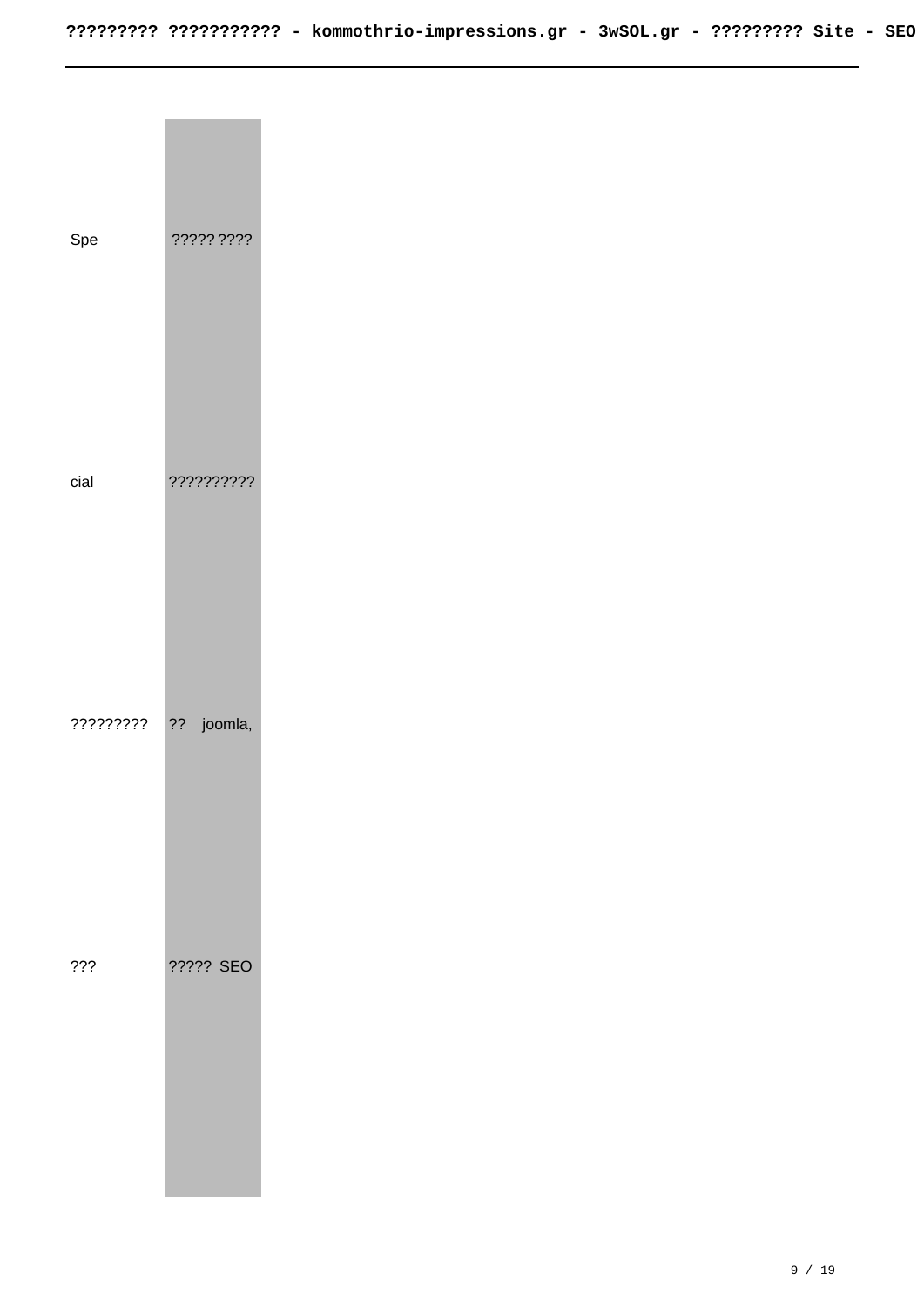| | |
|---|---|
| Spe | ????? ???? |
| cial | ?????????? |
| ????????? | ?? joomla, |
| ??? | ????? SEO |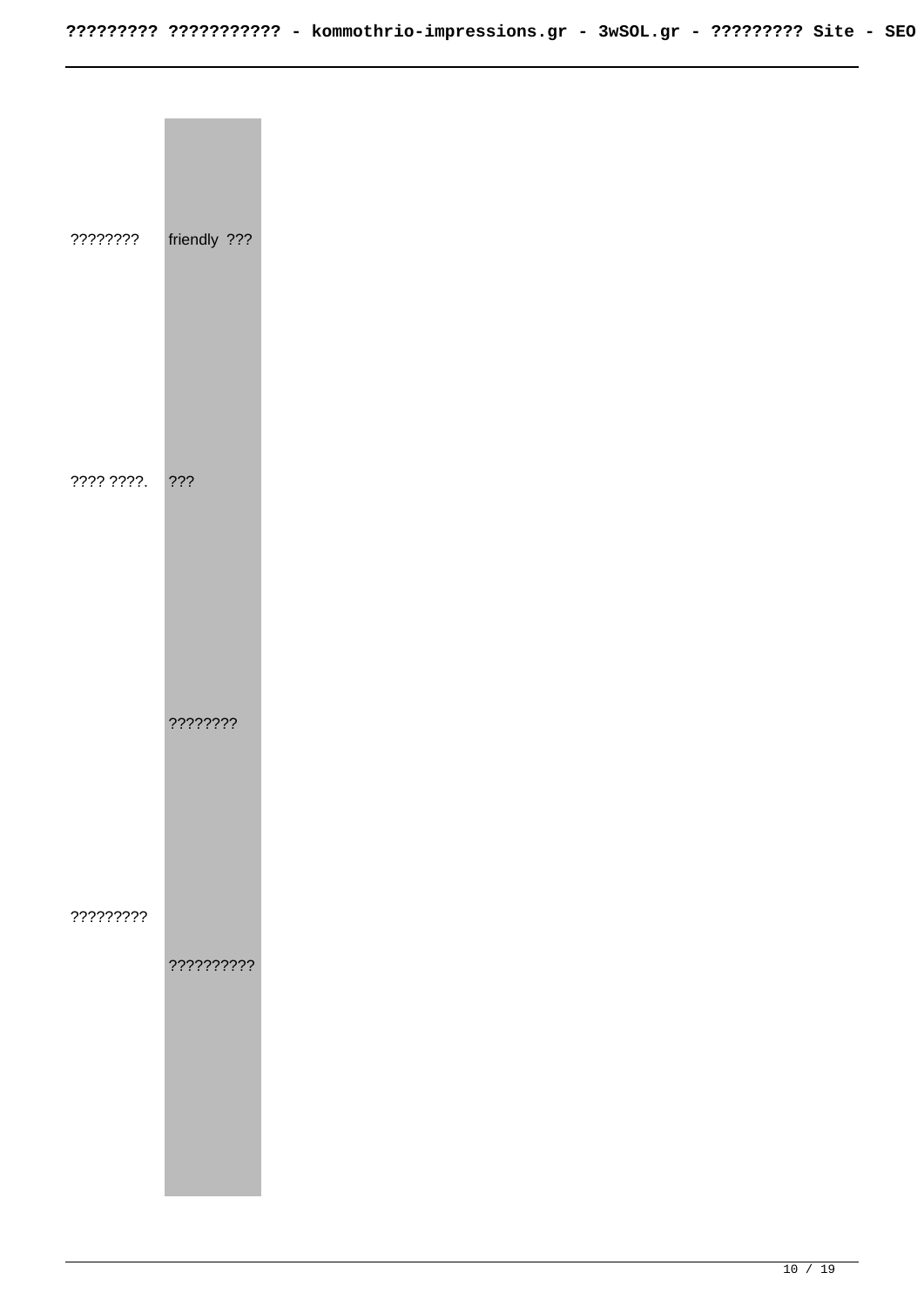| | |
|---|---|
| ???????? | friendly ??? |
| ???? ????. | ??? |
| | ???????? |
| ????????? | ?????????? |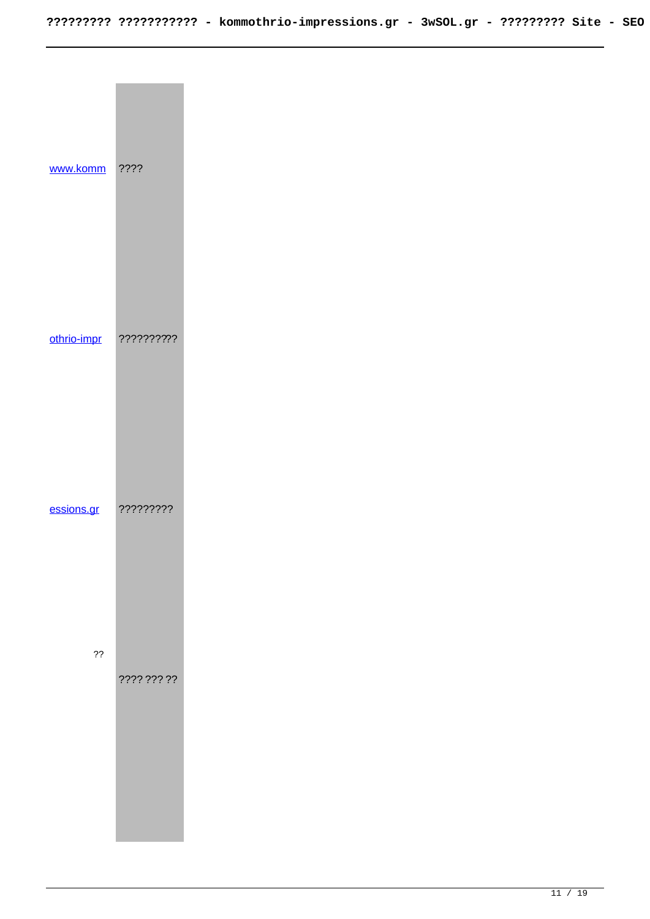| | |
|---|---|
| www.komm othrio-impr essions.gr | ???? ????????? ????????? |
| ?? | ???? ??? ?? |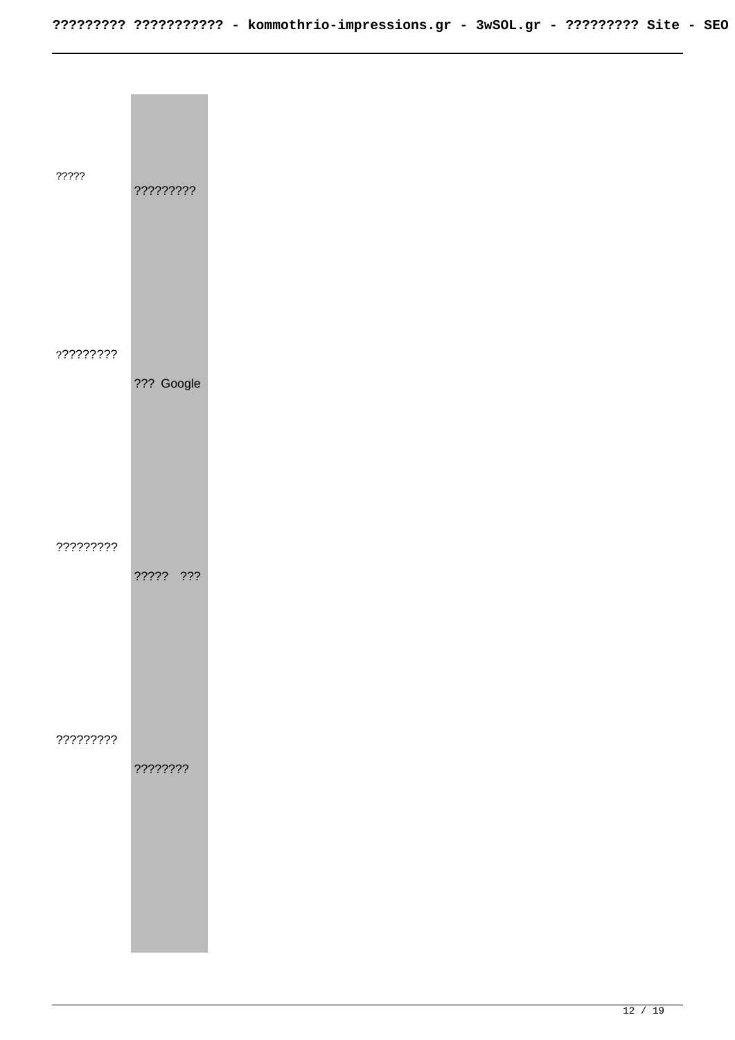| | |
|---|---|
| ????? | ????????? |
| ????????? | ??? Google |
| ????????? | ?????  ??? |
| ????????? | ???????? |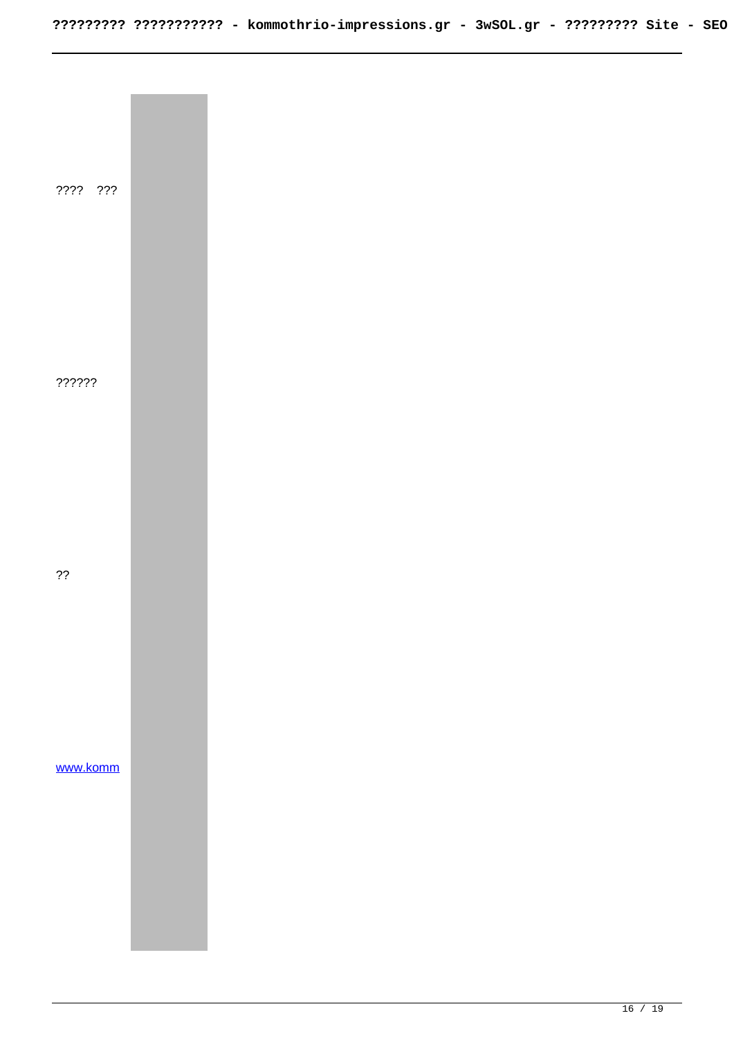| | |
|---|---|
| ???? ??? | |
| ?????? | |
| ?? | |
| [www.komm](www.komm) | |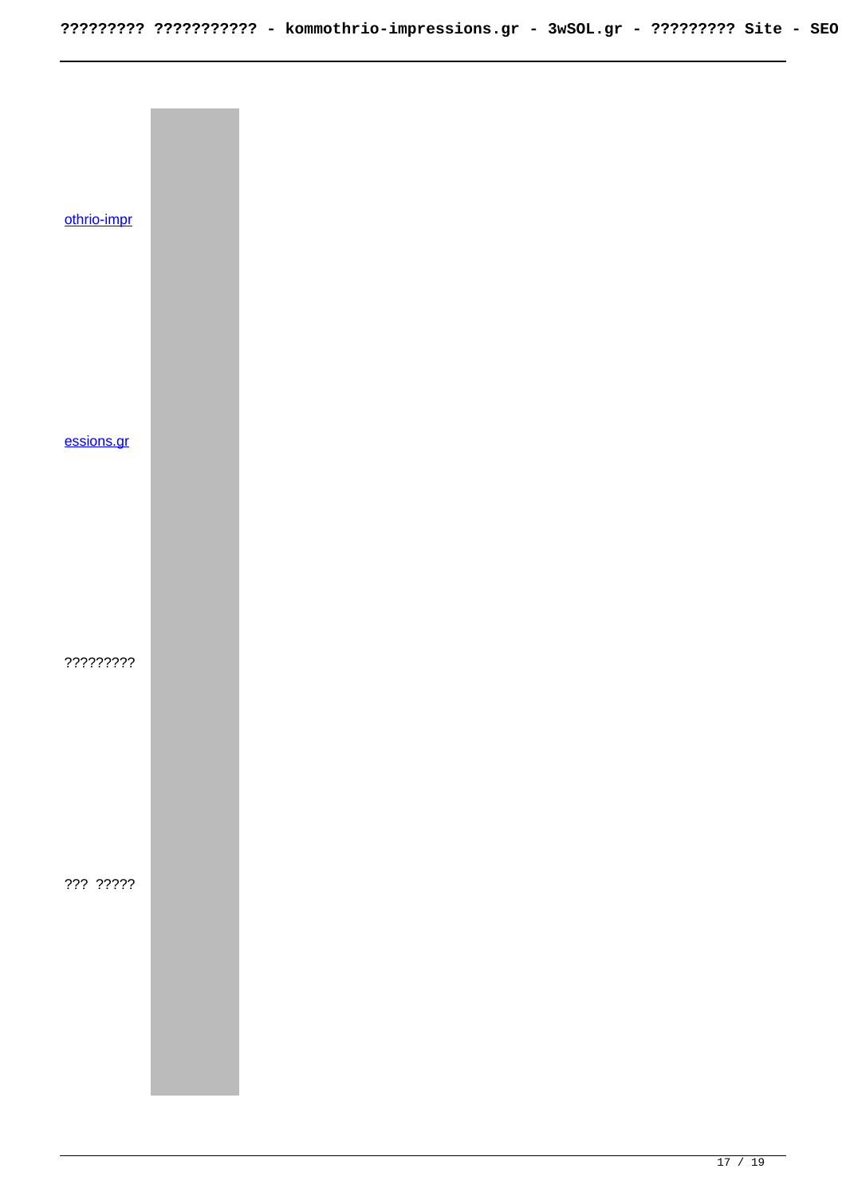| | |
|---|---|
| othrio-impr essions.gr ????????? ??? ????? | |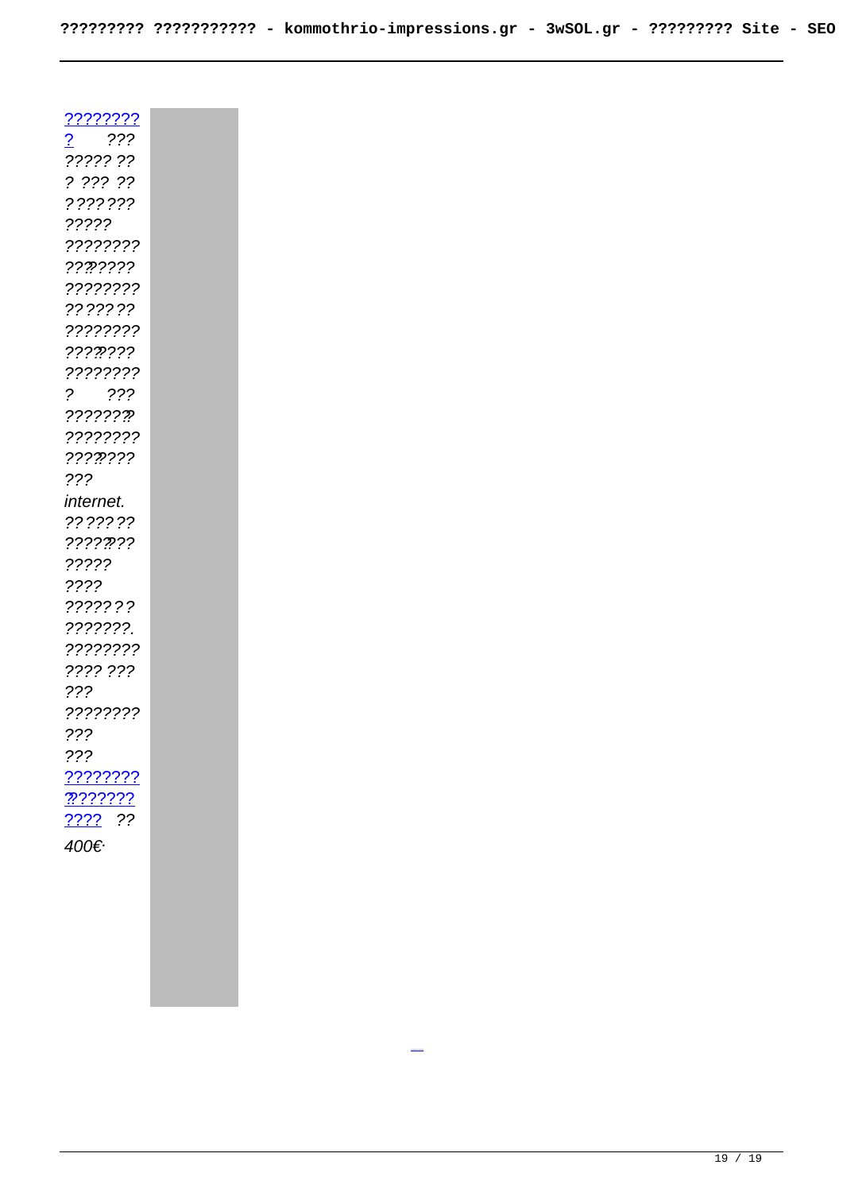*???????? ? ??? ????? ?? ? ??? ?? ??????? ????? ???????? ???????? ???????? ?? ???? ?? ???????? ???????? ???????? ? ??? ???????? ???????? ???????? ??? internet. ?? ???? ?? ???????? ????? ???? ??????? ???????. ???????? ???? ??? ??? ???????? ??? ??? ???????? ??????? ???? ?? 400€·*